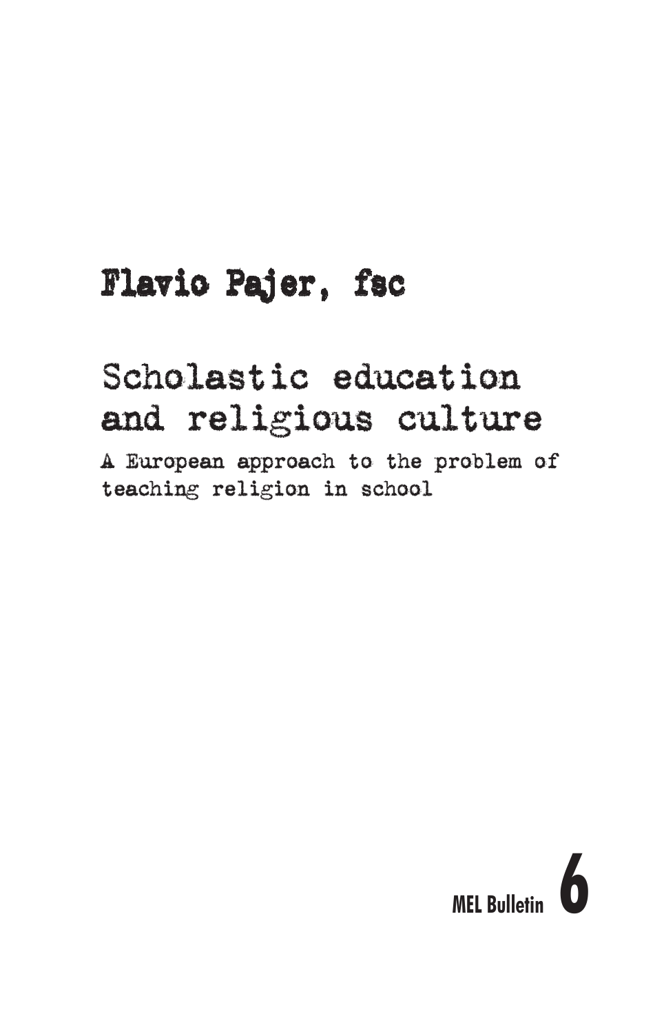**Flavio Pajer, fsc**

# Scholastic education and religious culture

## A European approach to the problem of teaching religion in school

**MEL Bulletin 6**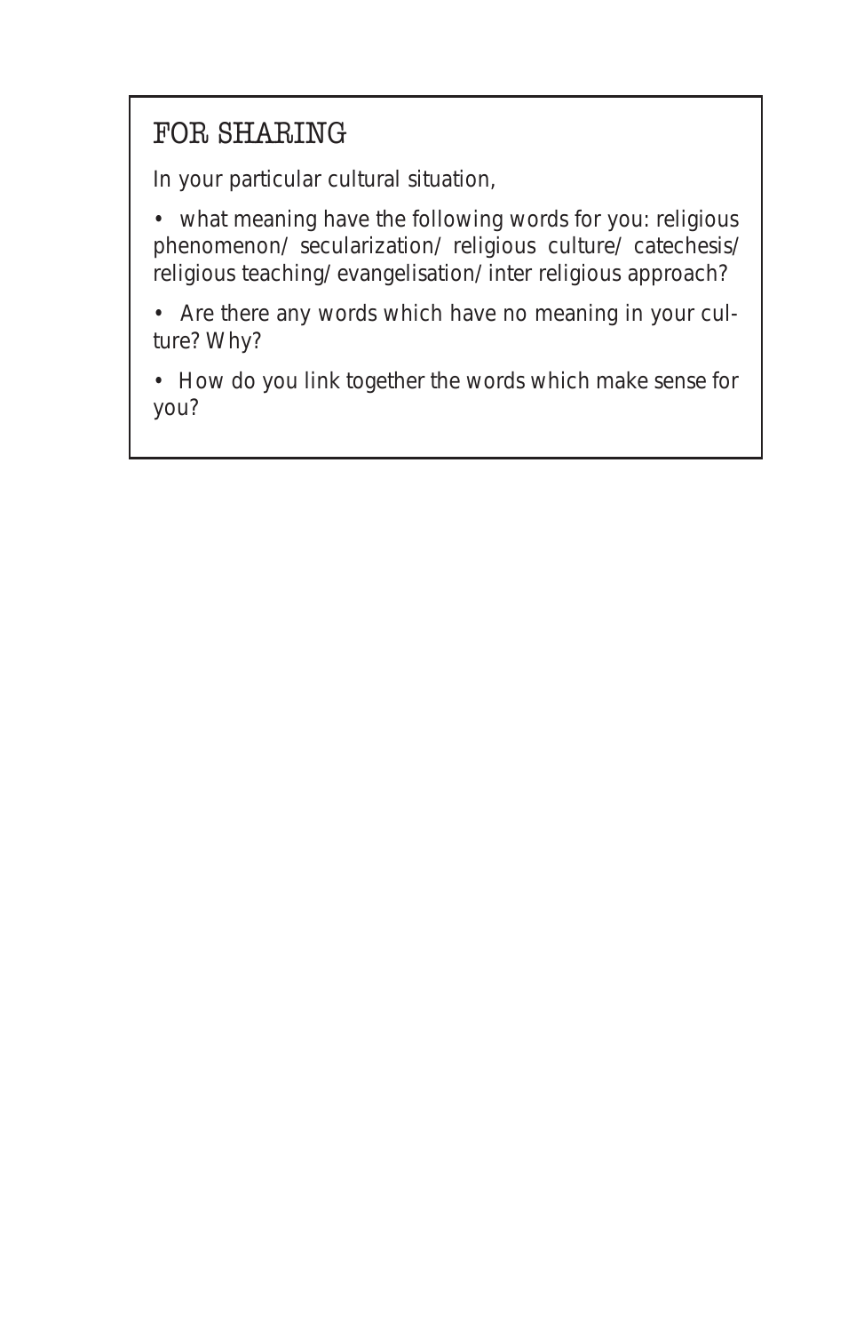## FOR SHARING

In your particular cultural situation,

- what meaning have the following words for you: religious phenomenon/ secularization/ religious culture/ catechesis/ religious teaching/ evangelisation/ inter religious approach?
- Are there any words which have no meaning in your culture? Why?
- How do you link together the words which make sense for you?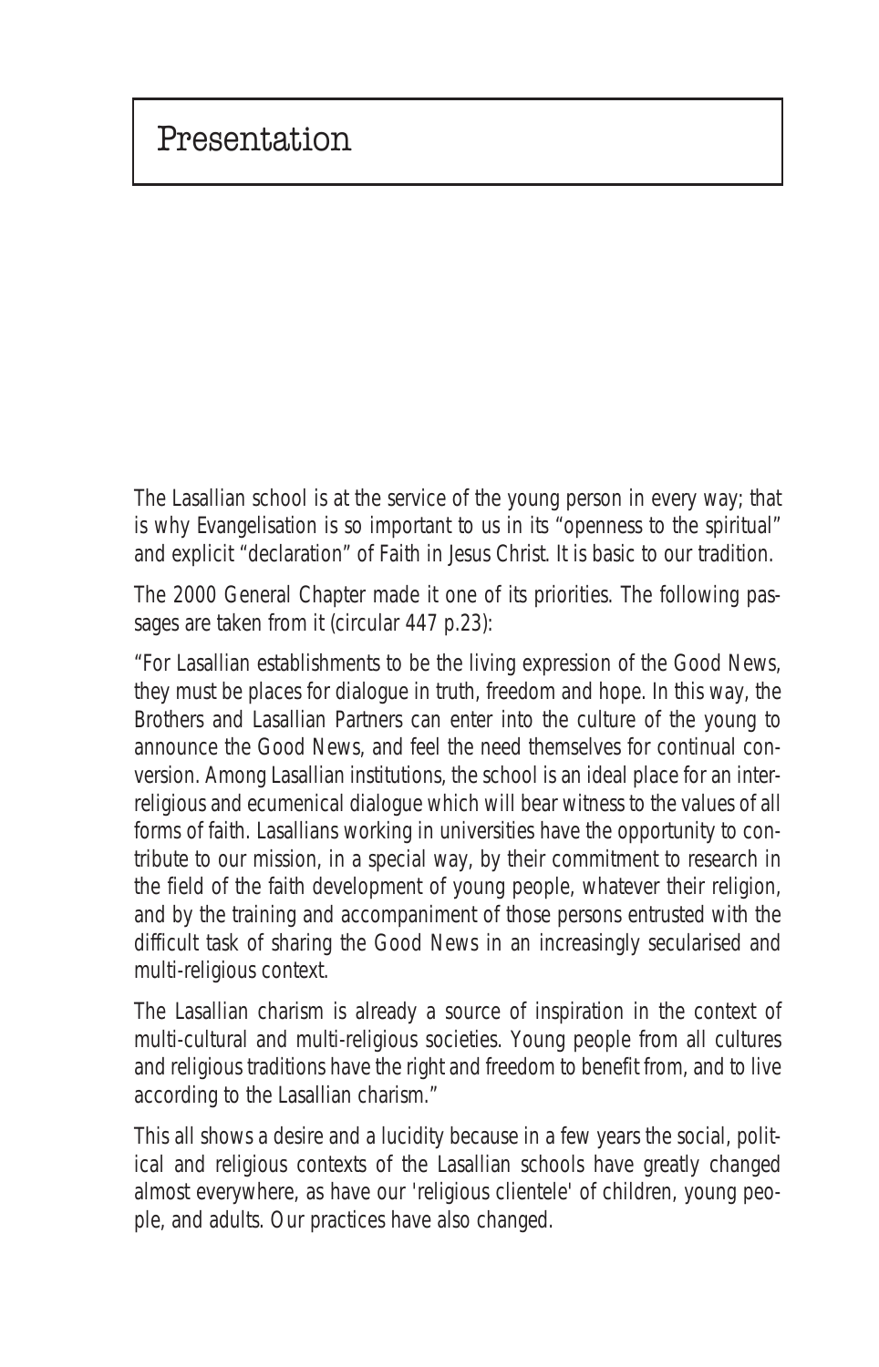# Presentation

The Lasallian school is at the service of the young person in every way; that is why Evangelisation is so important to us in its "openness to the spiritual" and explicit "declaration" of Faith in Jesus Christ. It is basic to our tradition.

The 2000 General Chapter made it one of its priorities. The following passages are taken from it (circular 447 p.23):

"For Lasallian establishments to be the living expression of the Good News, they must be places for dialogue in truth, freedom and hope. In this way, the Brothers and Lasallian Partners can enter into the culture of the young to announce the Good News, and feel the need themselves for continual conversion. Among Lasallian institutions, the school is an ideal place for an inter-religious and ecumenical dialogue which will bear witness to the values of all forms of faith. Lasallians working in universities have the opportunity to contribute to our mission, in a special way, by their commitment to research in the field of the faith development of young people, whatever their religion, and by the training and accompaniment of those persons entrusted with the difficult task of sharing the Good News in an increasingly secularised and multi-religious context.

The Lasallian charism is already a source of inspiration in the context of multi-cultural and multi-religious societies. Young people from all cultures and religious traditions have the right and freedom to benefit from, and to live according to the Lasallian charism."

This all shows a desire and a lucidity because in a few years the social, political and religious contexts of the Lasallian schools have greatly changed almost everywhere, as have our 'religious clientele' of children, young people, and adults. Our practices have also changed.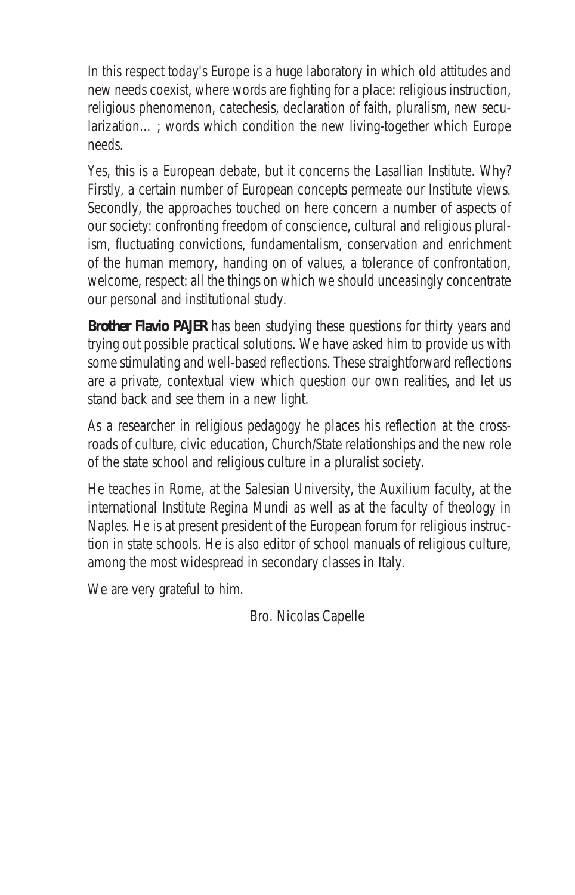In this respect today's Europe is a huge laboratory in which old attitudes and new needs coexist, where words are fighting for a place: religious instruction, religious phenomenon, catechesis, declaration of faith, pluralism, new secularization... ; words which condition the new living-together which Europe needs.

Yes, this is a European debate, but it concerns the Lasallian Institute. Why? Firstly, a certain number of European concepts permeate our Institute views. Secondly, the approaches touched on here concern a number of aspects of our society: confronting freedom of conscience, cultural and religious pluralism, fluctuating convictions, fundamentalism, conservation and enrichment of the human memory, handing on of values, a tolerance of confrontation, welcome, respect: all the things on which we should unceasingly concentrate our personal and institutional study.

**Brother Flavio PAJER** has been studying these questions for thirty years and trying out possible practical solutions. We have asked him to provide us with some stimulating and well-based reflections. These straightforward reflections are a private, contextual view which question our own realities, and let us stand back and see them in a new light.

As a researcher in religious pedagogy he places his reflection at the crossroads of culture, civic education, Church/State relationships and the new role of the state school and religious culture in a pluralist society.

He teaches in Rome, at the Salesian University, the Auxilium faculty, at the international Institute Regina Mundi as well as at the faculty of theology in Naples. He is at present president of the European forum for religious instruction in state schools. He is also editor of school manuals of religious culture, among the most widespread in secondary classes in Italy.

We are very grateful to him.

Bro. Nicolas Capelle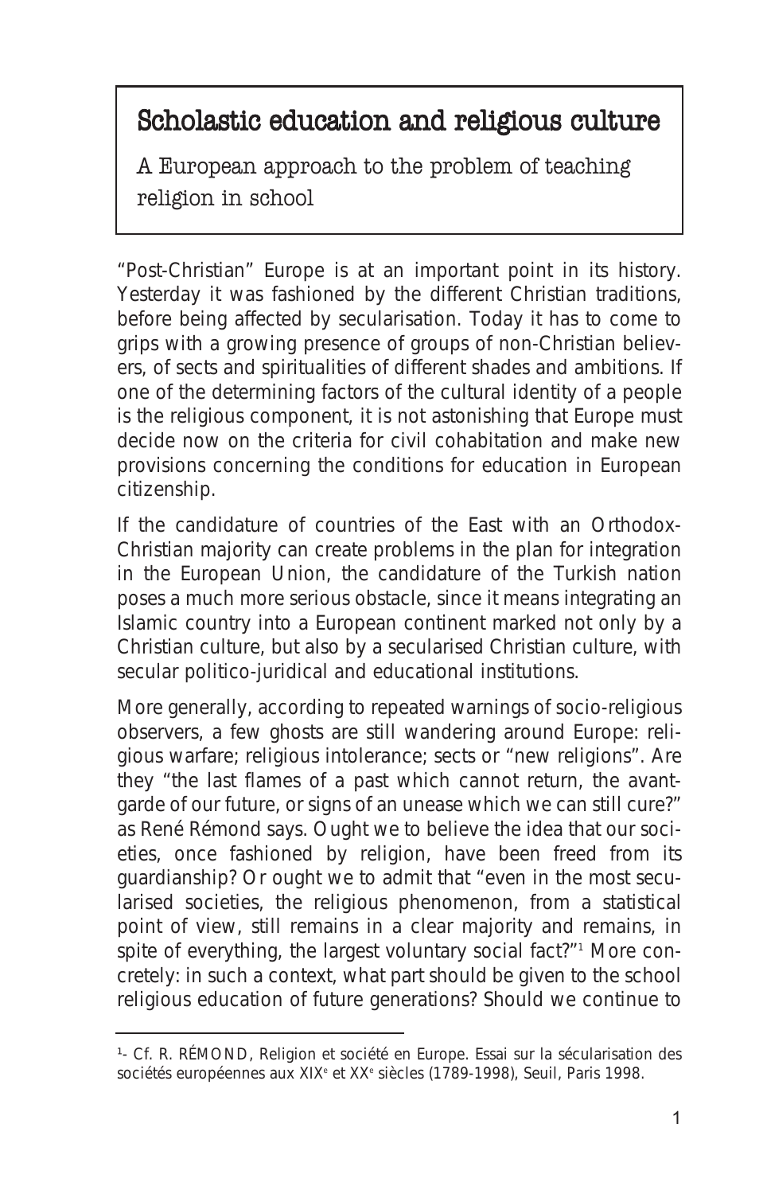# Scholastic education and religious culture

A European approach to the problem of teaching religion in school

"Post-Christian" Europe is at an important point in its history. Yesterday it was fashioned by the different Christian traditions, before being affected by secularisation. Today it has to come to grips with a growing presence of groups of non-Christian believers, of sects and spiritualities of different shades and ambitions. If one of the determining factors of the cultural identity of a people is the religious component, it is not astonishing that Europe must decide now on the criteria for civil cohabitation and make new provisions concerning the conditions for education in European citizenship.

If the candidature of countries of the East with an Orthodox-Christian majority can create problems in the plan for integration in the European Union, the candidature of the Turkish nation poses a much more serious obstacle, since it means integrating an Islamic country into a European continent marked not only by a Christian culture, but also by a secularised Christian culture, with secular politico-juridical and educational institutions.

More generally, according to repeated warnings of socio-religious observers, a few ghosts are still wandering around Europe: religious warfare; religious intolerance; sects or "new religions". Are they "the last flames of a past which cannot return, the avant-garde of our future, or signs of an unease which we can still cure?" as René Rémond says. Ought we to believe the idea that our societies, once fashioned by religion, have been freed from its guardianship? Or ought we to admit that "even in the most secularised societies, the religious phenomenon, from a statistical point of view, still remains in a clear majority and remains, in spite of everything, the largest voluntary social fact?"[1] More concretely: in such a context, what part should be given to the school religious education of future generations? Should we continue to

---

[1]- Cf. R. RÉMOND, Religion et société en Europe. Essai sur la sécularisation des sociétés européennes aux XIX[e] et XX[e] siècles (1789-1998), Seuil, Paris 1998.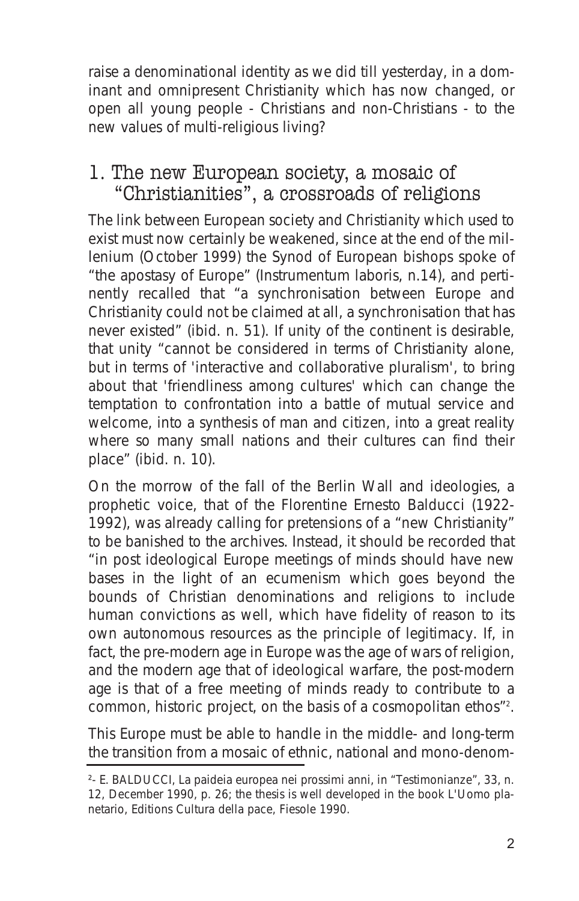raise a denominational identity as we did till yesterday, in a dominant and omnipresent Christianity which has now changed, or open all young people - Christians and non-Christians - to the new values of multi-religious living?

## 1. The new European society, a mosaic of "Christianities", a crossroads of religions

The link between European society and Christianity which used to exist must now certainly be weakened, since at the end of the millenium (October 1999) the Synod of European bishops spoke of "the apostasy of Europe" (Instrumentum laboris, n.14), and pertinently recalled that "a synchronisation between Europe and Christianity could not be claimed at all, a synchronisation that has never existed" (ibid. n. 51). If unity of the continent is desirable, that unity "cannot be considered in terms of Christianity alone, but in terms of 'interactive and collaborative pluralism', to bring about that 'friendliness among cultures' which can change the temptation to confrontation into a battle of mutual service and welcome, into a synthesis of man and citizen, into a great reality where so many small nations and their cultures can find their place" (ibid. n. 10).

On the morrow of the fall of the Berlin Wall and ideologies, a prophetic voice, that of the Florentine Ernesto Balducci (1922-1992), was already calling for pretensions of a "new Christianity" to be banished to the archives. Instead, it should be recorded that "in post ideological Europe meetings of minds should have new bases in the light of an ecumenism which goes beyond the bounds of Christian denominations and religions to include human convictions as well, which have fidelity of reason to its own autonomous resources as the principle of legitimacy. If, in fact, the pre-modern age in Europe was the age of wars of religion, and the modern age that of ideological warfare, the post-modern age is that of a free meeting of minds ready to contribute to a common, historic project, on the basis of a cosmopolitan ethos"[2].

This Europe must be able to handle in the middle- and long-term the transition from a mosaic of ethnic, national and mono-denom-

---

[2]- E. BALDUCCI, La paideia europea nei prossimi anni, in "Testimonianze", 33, n. 12, December 1990, p. 26; the thesis is well developed in the book L'Uomo planetario, Editions Cultura della pace, Fiesole 1990.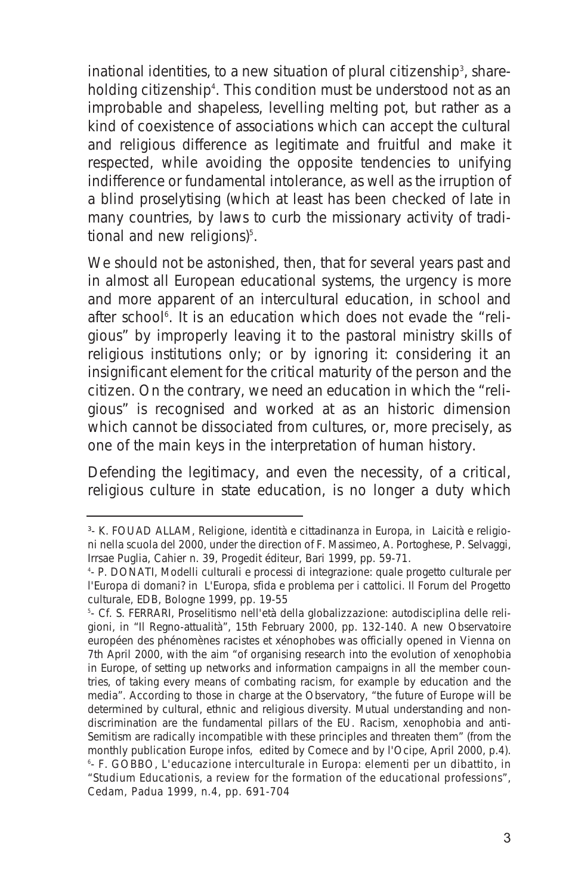inational identities, to a new situation of plural citizenship[3], shareholding citizenship[4]. This condition must be understood not as an improbable and shapeless, levelling melting pot, but rather as a kind of coexistence of associations which can accept the cultural and religious difference as legitimate and fruitful and make it respected, while avoiding the opposite tendencies to unifying indifference or fundamental intolerance, as well as the irruption of a blind proselytising (which at least has been checked of late in many countries, by laws to curb the missionary activity of traditional and new religions)[5].

We should not be astonished, then, that for several years past and in almost all European educational systems, the urgency is more and more apparent of an intercultural education, in school and after school[6]. It is an education which does not evade the "religious" by improperly leaving it to the pastoral ministry skills of religious institutions only; or by ignoring it: considering it an insignificant element for the critical maturity of the person and the citizen. On the contrary, we need an education in which the "religious" is recognised and worked at as an historic dimension which cannot be dissociated from cultures, or, more precisely, as one of the main keys in the interpretation of human history.

Defending the legitimacy, and even the necessity, of a critical, religious culture in state education, is no longer a duty which

---

[3]- K. FOUAD ALLAM, *Religione, identità e cittadinanza in Europa*, in *Laicità e religioni nella scuola del 2000*, under the direction of F. Massimeo, A. Portoghese, P. Selvaggi, Irrsae Puglia, Cahier n. 39, Progedit éditeur, Bari 1999, pp. 59-71.

[4]- P. DONATI, *Modelli culturali e processi di integrazione: quale progetto culturale per l'Europa di domani?* in *L'Europa, sfida e problema per i cattolici. Il Forum del Progetto culturale*, EDB, Bologne 1999, pp. 19-55

[5]- Cf. S. FERRARI, *Proselitismo nell'età della globalizzazione: autodisciplina delle religioni*, in "Il Regno-attualità", 15th February 2000, pp. 132-140. A new Observatoire européen des phénomènes racistes et xénophobes was officially opened in Vienna on 7th April 2000, with the aim "of organising research into the evolution of xenophobia in Europe, of setting up networks and information campaigns in all the member countries, of taking every means of combating racism, for example by education and the media". According to those in charge at the Observatory, "the future of Europe will be determined by cultural, ethnic and religious diversity. Mutual understanding and non-discrimination are the fundamental pillars of the EU. Racism, xenophobia and anti-Semitism are radically incompatible with these principles and threaten them" (from the monthly publication *Europe infos*, edited by Comece and by l'Ocipe, April 2000, p.4).

[6]- F. GOBBO, *L'educazione interculturale in Europa: elementi per un dibattito*, in "Studium Educationis, a review for the formation of the educational professions", Cedam, Padua 1999, n.4, pp. 691-704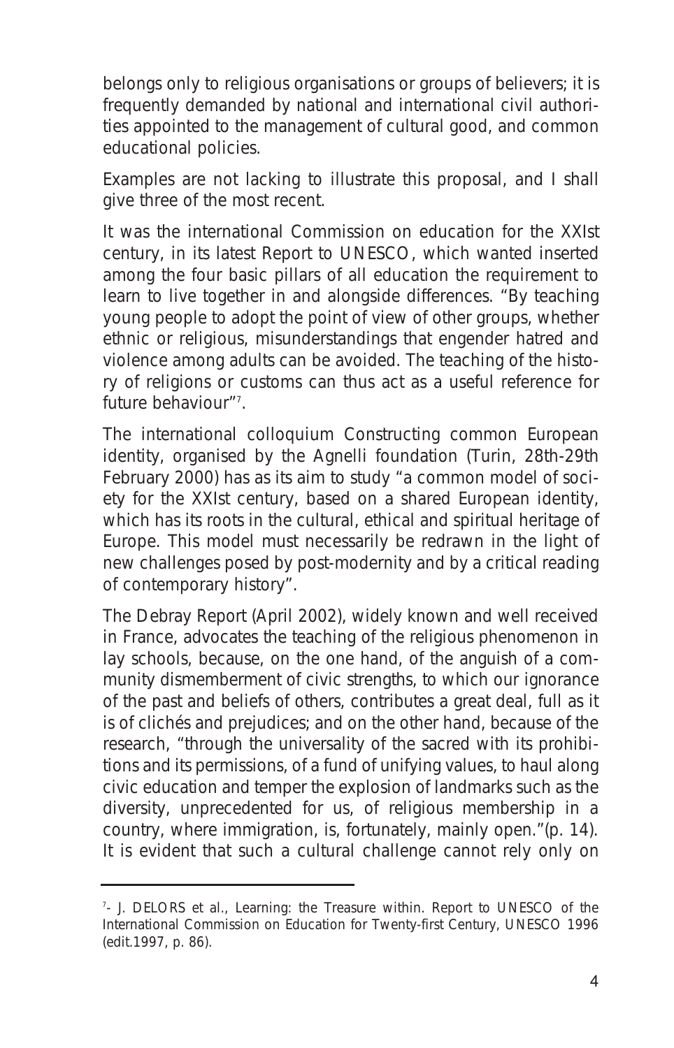belongs only to religious organisations or groups of believers; it is frequently demanded by national and international civil authorities appointed to the management of cultural good, and common educational policies.

Examples are not lacking to illustrate this proposal, and I shall give three of the most recent.

It was the international Commission on education for the XXIst century, in its latest Report to UNESCO, which wanted inserted among the four basic pillars of all education the requirement to learn to live together in and alongside differences. "By teaching young people to adopt the point of view of other groups, whether ethnic or religious, misunderstandings that engender hatred and violence among adults can be avoided. The teaching of the history of religions or customs can thus act as a useful reference for future behaviour"[7].

The international colloquium Constructing common European identity, organised by the Agnelli foundation (Turin, 28th-29th February 2000) has as its aim to study "a common model of society for the XXIst century, based on a shared European identity, which has its roots in the cultural, ethical and spiritual heritage of Europe. This model must necessarily be redrawn in the light of new challenges posed by post-modernity and by a critical reading of contemporary history".

The Debray Report (April 2002), widely known and well received in France, advocates the teaching of the religious phenomenon in lay schools, because, on the one hand, of the anguish of a community dismemberment of civic strengths, to which our ignorance of the past and beliefs of others, contributes a great deal, full as it is of clichés and prejudices; and on the other hand, because of the research, "through the universality of the sacred with its prohibitions and its permissions, of a fund of unifying values, to haul along civic education and temper the explosion of landmarks such as the diversity, unprecedented for us, of religious membership in a country, where immigration, is, fortunately, mainly open."(p. 14). It is evident that such a cultural challenge cannot rely only on

---

[7]- J. DELORS et al., Learning: the Treasure within. Report to UNESCO of the International Commission on Education for Twenty-first Century, UNESCO 1996 (edit.1997, p. 86).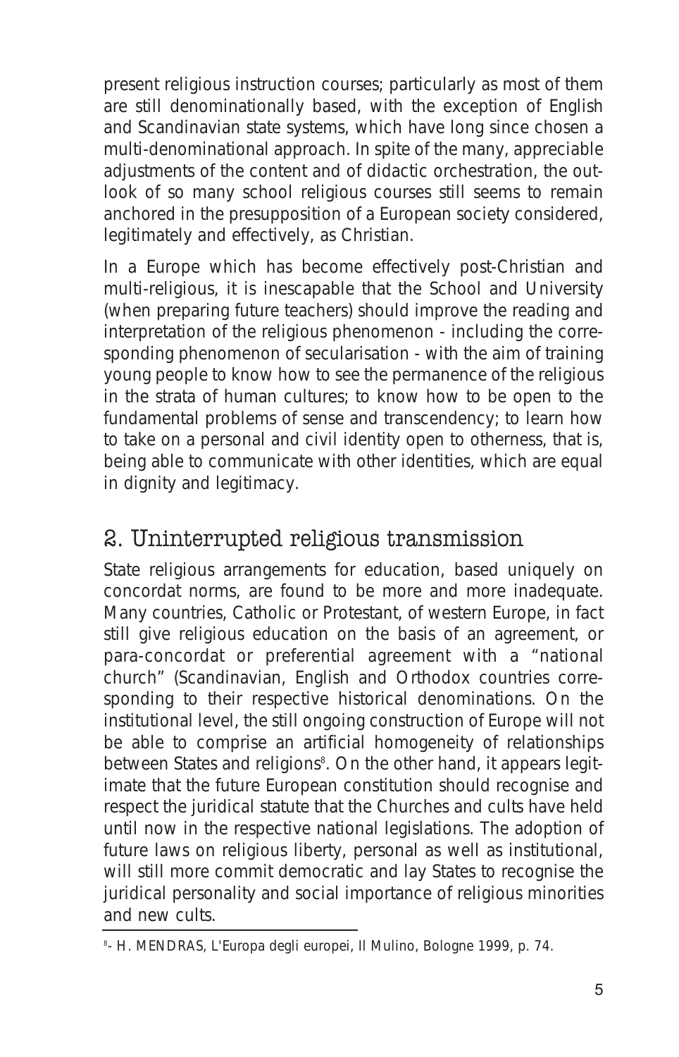present religious instruction courses; particularly as most of them are still denominationally based, with the exception of English and Scandinavian state systems, which have long since chosen a multi-denominational approach. In spite of the many, appreciable adjustments of the content and of didactic orchestration, the outlook of so many school religious courses still seems to remain anchored in the presupposition of a European society considered, legitimately and effectively, as Christian.

In a Europe which has become effectively post-Christian and multi-religious, it is inescapable that the School and University (when preparing future teachers) should improve the reading and interpretation of the religious phenomenon - including the corresponding phenomenon of secularisation - with the aim of training young people to know how to see the permanence of the religious in the strata of human cultures; to know how to be open to the fundamental problems of sense and transcendency; to learn how to take on a personal and civil identity open to otherness, that is, being able to communicate with other identities, which are equal in dignity and legitimacy.

## 2. Uninterrupted religious transmission

State religious arrangements for education, based uniquely on concordat norms, are found to be more and more inadequate. Many countries, Catholic or Protestant, of western Europe, in fact still give religious education on the basis of an agreement, or para-concordat or preferential agreement with a "national church" (Scandinavian, English and Orthodox countries corresponding to their respective historical denominations. On the institutional level, the still ongoing construction of Europe will not be able to comprise an artificial homogeneity of relationships between States and religions[8]. On the other hand, it appears legitimate that the future European constitution should recognise and respect the juridical statute that the Churches and cults have held until now in the respective national legislations. The adoption of future laws on religious liberty, personal as well as institutional, will still more commit democratic and lay States to recognise the juridical personality and social importance of religious minorities and new cults.

---

[8]- H. MENDRAS, L'Europa degli europei, Il Mulino, Bologne 1999, p. 74.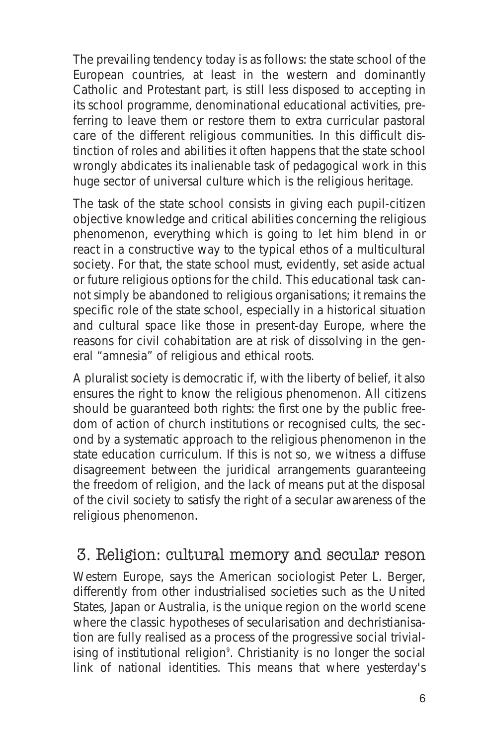The prevailing tendency today is as follows: the state school of the European countries, at least in the western and dominantly Catholic and Protestant part, is still less disposed to accepting in its school programme, denominational educational activities, preferring to leave them or restore them to extra curricular pastoral care of the different religious communities. In this difficult distinction of roles and abilities it often happens that the state school wrongly abdicates its inalienable task of pedagogical work in this huge sector of universal culture which is the religious heritage.

The task of the state school consists in giving each pupil-citizen objective knowledge and critical abilities concerning the religious phenomenon, everything which is going to let him blend in or react in a constructive way to the typical ethos of a multicultural society. For that, the state school must, evidently, set aside actual or future religious options for the child. This educational task cannot simply be abandoned to religious organisations; it remains the specific role of the state school, especially in a historical situation and cultural space like those in present-day Europe, where the reasons for civil cohabitation are at risk of dissolving in the general "amnesia" of religious and ethical roots.

A pluralist society is democratic if, with the liberty of belief, it also ensures the right to know the religious phenomenon. All citizens should be guaranteed both rights: the first one by the public freedom of action of church institutions or recognised cults, the second by a systematic approach to the religious phenomenon in the state education curriculum. If this is not so, we witness a diffuse disagreement between the juridical arrangements guaranteeing the freedom of religion, and the lack of means put at the disposal of the civil society to satisfy the right of a secular awareness of the religious phenomenon.

## 3. Religion: cultural memory and secular reson

Western Europe, says the American sociologist Peter L. Berger, differently from other industrialised societies such as the United States, Japan or Australia, is the unique region on the world scene where the classic hypotheses of secularisation and dechristianisation are fully realised as a process of the progressive social trivialising of institutional religion[9]. Christianity is no longer the social link of national identities. This means that where yesterday's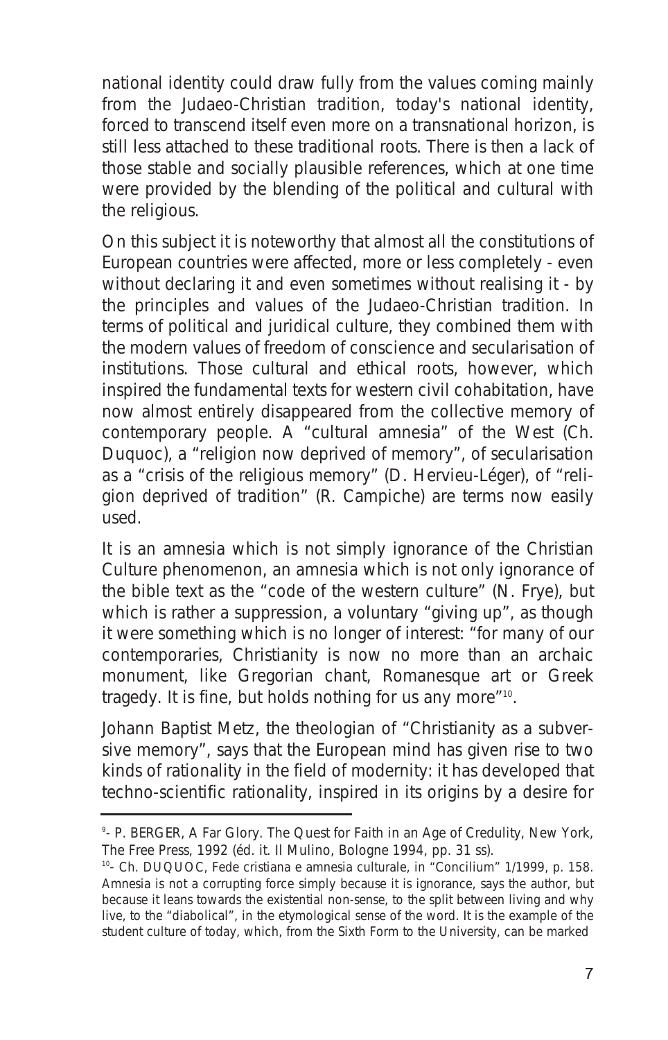national identity could draw fully from the values coming mainly from the Judaeo-Christian tradition, today's national identity, forced to transcend itself even more on a transnational horizon, is still less attached to these traditional roots. There is then a lack of those stable and socially plausible references, which at one time were provided by the blending of the political and cultural with the religious.

On this subject it is noteworthy that almost all the constitutions of European countries were affected, more or less completely - even without declaring it and even sometimes without realising it - by the principles and values of the Judaeo-Christian tradition. In terms of political and juridical culture, they combined them with the modern values of freedom of conscience and secularisation of institutions. Those cultural and ethical roots, however, which inspired the fundamental texts for western civil cohabitation, have now almost entirely disappeared from the collective memory of contemporary people. A "cultural amnesia" of the West (Ch. Duquoc), a "religion now deprived of memory", of secularisation as a "crisis of the religious memory" (D. Hervieu-Léger), of "religion deprived of tradition" (R. Campiche) are terms now easily used.

It is an amnesia which is not simply ignorance of the Christian Culture phenomenon, an amnesia which is not only ignorance of the bible text as the "code of the western culture" (N. Frye), but which is rather a suppression, a voluntary "giving up", as though it were something which is no longer of interest: "for many of our contemporaries, Christianity is now no more than an archaic monument, like Gregorian chant, Romanesque art or Greek tragedy. It is fine, but holds nothing for us any more"[10].

Johann Baptist Metz, the theologian of "Christianity as a subversive memory", says that the European mind has given rise to two kinds of rationality in the field of modernity: it has developed that techno-scientific rationality, inspired in its origins by a desire for

---

[9]- P. BERGER, *A Far Glory. The Quest for Faith in an Age of Credulity*, New York, The Free Press, 1992 (éd. it. Il Mulino, Bologne 1994, pp. 31 ss).

[10]- Ch. DUQUOC, *Fede cristiana e amnesia culturale*, in "Concilium" 1/1999, p. 158. Amnesia is not a corrupting force simply because it is ignorance, says the author, but because it leans towards the existential non-sense, to the split between living and why live, to the "diabolical", in the etymological sense of the word. It is the example of the student culture of today, which, from the Sixth Form to the University, can be marked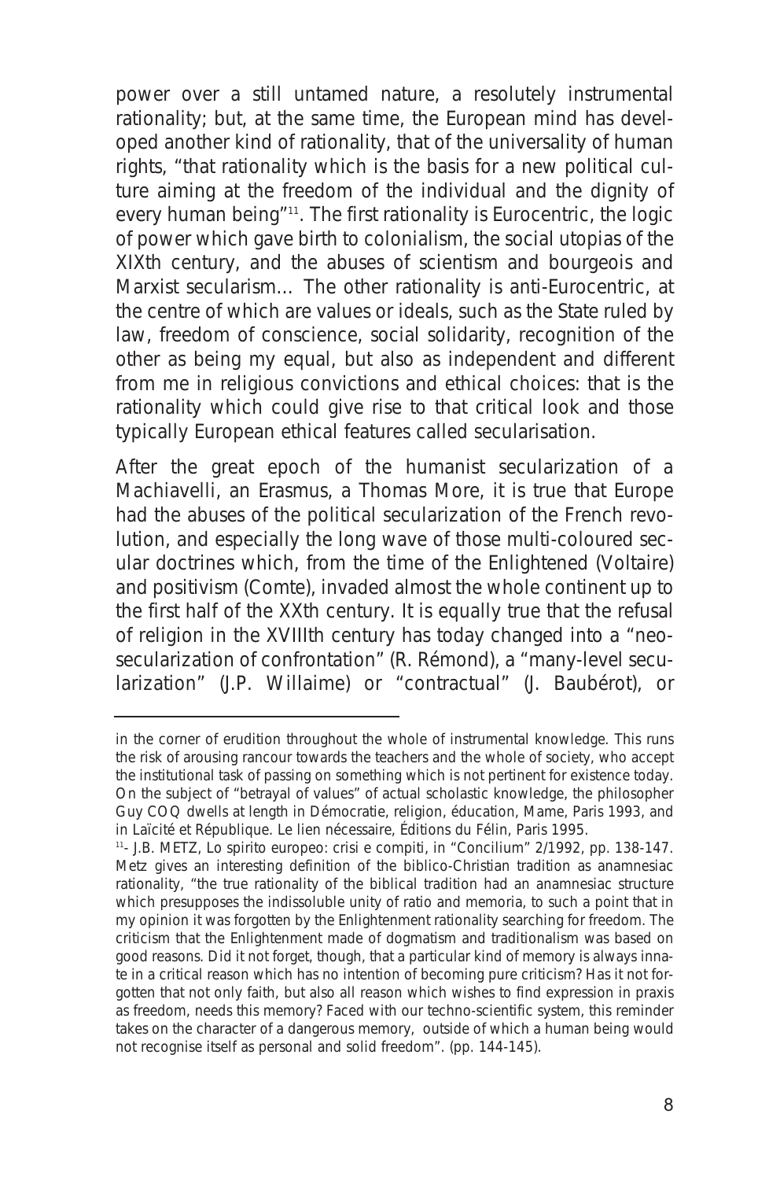power over a still untamed nature, a resolutely instrumental rationality; but, at the same time, the European mind has developed another kind of rationality, that of the universality of human rights, "that rationality which is the basis for a new political culture aiming at the freedom of the individual and the dignity of every human being"[11]. The first rationality is Eurocentric, the logic of power which gave birth to colonialism, the social utopias of the XIXth century, and the abuses of scientism and bourgeois and Marxist secularism... The other rationality is anti-Eurocentric, at the centre of which are values or ideals, such as the State ruled by law, freedom of conscience, social solidarity, recognition of the other as being my equal, but also as independent and different from me in religious convictions and ethical choices: that is the rationality which could give rise to that critical look and those typically European ethical features called secularisation.

After the great epoch of the humanist secularization of a Machiavelli, an Erasmus, a Thomas More, it is true that Europe had the abuses of the political secularization of the French revolution, and especially the long wave of those multi-coloured secular doctrines which, from the time of the Enlightened (Voltaire) and positivism (Comte), invaded almost the whole continent up to the first half of the XXth century. It is equally true that the refusal of religion in the XVIIIth century has today changed into a "neo-secularization of confrontation" (R. Rémond), a "many-level secularization" (J.P. Willaime) or "contractual" (J. Baubérot), or

---

in the corner of erudition throughout the whole of instrumental knowledge. This runs the risk of arousing rancour towards the teachers and the whole of society, who accept the institutional task of passing on something which is not pertinent for existence today. On the subject of "betrayal of values" of actual scholastic knowledge, the philosopher Guy COQ dwells at length in *Démocratie, religion, éducation*, Mame, Paris 1993, and in *Laïcité et République. Le lien nécessaire*, Éditions du Félin, Paris 1995.

[11]- J.B. METZ, *Lo spirito europeo: crisi e compiti*, in "Concilium" 2/1992, pp. 138-147. Metz gives an interesting definition of the biblico-Christian tradition as anamnesiac rationality, "the true rationality of the biblical tradition had an anamnesiac structure which presupposes the indissoluble unity of ratio and memoria, to such a point that in my opinion it was forgotten by the Enlightenment rationality searching for freedom. The criticism that the Enlightenment made of dogmatism and traditionalism was based on good reasons. Did it not forget, though, that a particular kind of memory is always innate in a critical reason which has no intention of becoming pure criticism? Has it not forgotten that not only faith, but also all reason which wishes to find expression in praxis as freedom, needs this memory? Faced with our techno-scientific system, this reminder takes on the character of a dangerous memory, outside of which a human being would not recognise itself as personal and solid freedom". (pp. 144-145).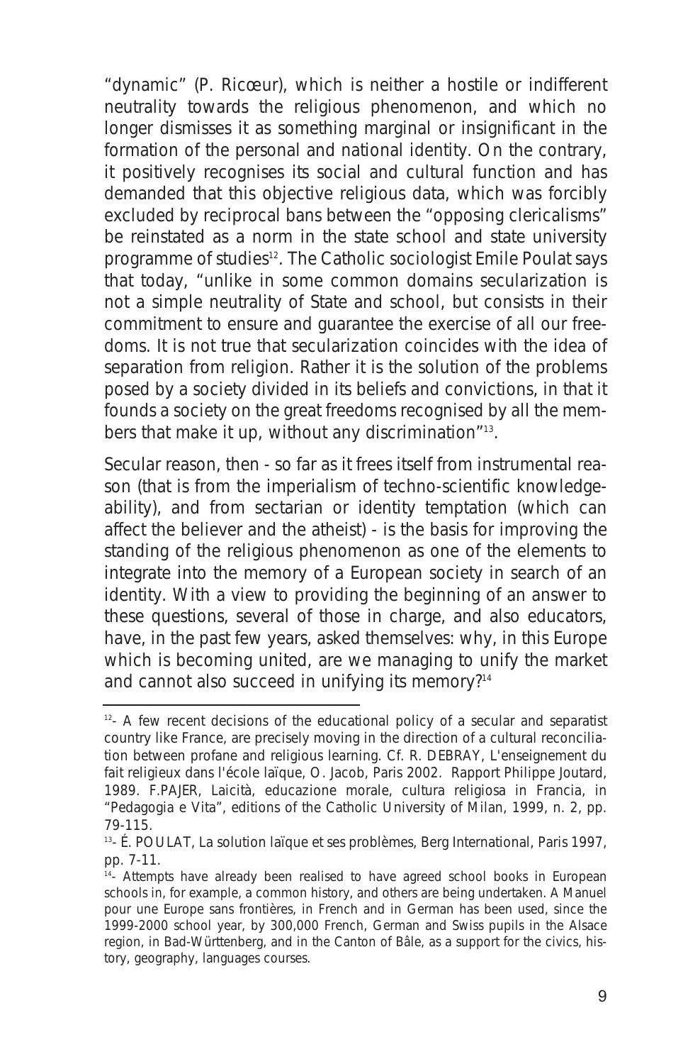"dynamic" (P. Ricœur), which is neither a hostile or indifferent neutrality towards the religious phenomenon, and which no longer dismisses it as something marginal or insignificant in the formation of the personal and national identity. On the contrary, it positively recognises its social and cultural function and has demanded that this objective religious data, which was forcibly excluded by reciprocal bans between the "opposing clericalisms" be reinstated as a norm in the state school and state university programme of studies[12]. The Catholic sociologist Emile Poulat says that today, "unlike in some common domains secularization is not a simple neutrality of State and school, but consists in their commitment to ensure and guarantee the exercise of all our freedoms. It is not true that secularization coincides with the idea of separation from religion. Rather it is the solution of the problems posed by a society divided in its beliefs and convictions, in that it founds a society on the great freedoms recognised by all the members that make it up, without any discrimination"[13].

Secular reason, then - so far as it frees itself from instrumental reason (that is from the imperialism of techno-scientific knowledgeability), and from sectarian or identity temptation (which can affect the believer and the atheist) - is the basis for improving the standing of the religious phenomenon as one of the elements to integrate into the memory of a European society in search of an identity. With a view to providing the beginning of an answer to these questions, several of those in charge, and also educators, have, in the past few years, asked themselves: why, in this Europe which is becoming united, are we managing to unify the market and cannot also succeed in unifying its memory?[14]

---

[12]- A few recent decisions of the educational policy of a secular and separatist country like France, are precisely moving in the direction of a cultural reconciliation between profane and religious learning. Cf. R. DEBRAY, L'enseignement du fait religieux dans l'école laïque, O. Jacob, Paris 2002. Rapport Philippe Joutard, 1989. F.PAJER, Laicità, educazione morale, cultura religiosa in Francia, in "Pedagogia e Vita", editions of the Catholic University of Milan, 1999, n. 2, pp. 79-115.

[13]- É. POULAT, La solution laïque et ses problèmes, Berg International, Paris 1997, pp. 7-11.

[14]- Attempts have already been realised to have agreed school books in European schools in, for example, a common history, and others are being undertaken. A Manuel pour une Europe sans frontières, in French and in German has been used, since the 1999-2000 school year, by 300,000 French, German and Swiss pupils in the Alsace region, in Bad-Württenberg, and in the Canton of Bâle, as a support for the civics, history, geography, languages courses.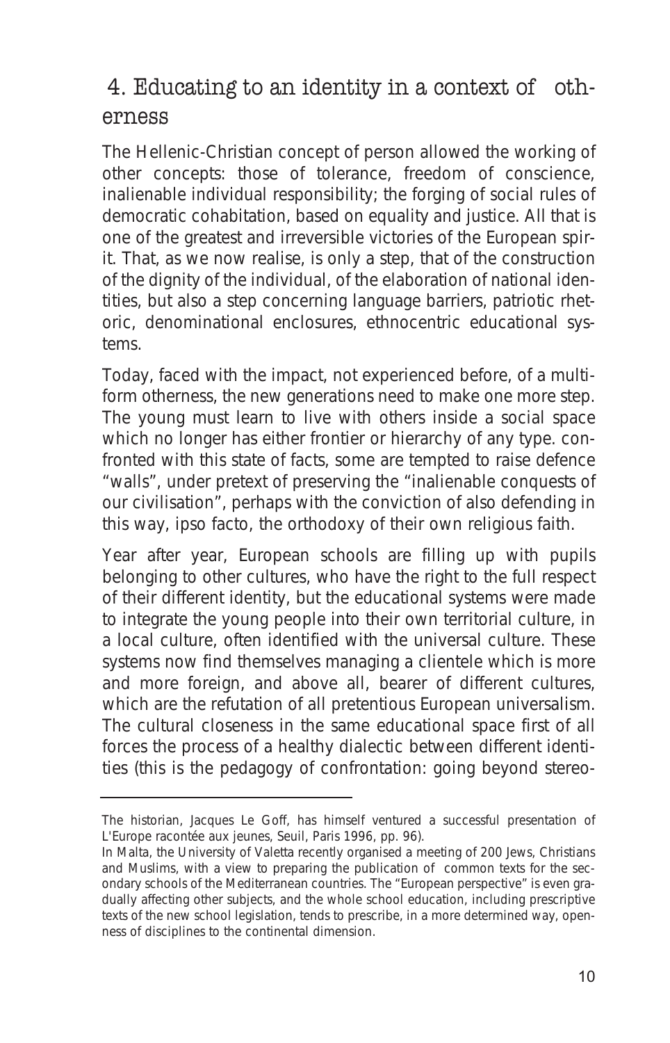## 4. Educating to an identity in a context of otherness

The Hellenic-Christian concept of person allowed the working of other concepts: those of tolerance, freedom of conscience, inalienable individual responsibility; the forging of social rules of democratic cohabitation, based on equality and justice. All that is one of the greatest and irreversible victories of the European spirit. That, as we now realise, is only a step, that of the construction of the dignity of the individual, of the elaboration of national identities, but also a step concerning language barriers, patriotic rhetoric, denominational enclosures, ethnocentric educational systems.

Today, faced with the impact, not experienced before, of a multiform otherness, the new generations need to make one more step. The young must learn to live with others inside a social space which no longer has either frontier or hierarchy of any type. confronted with this state of facts, some are tempted to raise defence "walls", under pretext of preserving the "inalienable conquests of our civilisation", perhaps with the conviction of also defending in this way, ipso facto, the orthodoxy of their own religious faith.

Year after year, European schools are filling up with pupils belonging to other cultures, who have the right to the full respect of their different identity, but the educational systems were made to integrate the young people into their own territorial culture, in a local culture, often identified with the universal culture. These systems now find themselves managing a clientele which is more and more foreign, and above all, bearer of different cultures, which are the refutation of all pretentious European universalism. The cultural closeness in the same educational space first of all forces the process of a healthy dialectic between different identities (this is the pedagogy of confrontation: going beyond stereo-

---

The historian, Jacques Le Goff, has himself ventured a successful presentation of L'Europe racontée aux jeunes, Seuil, Paris 1996, pp. 96).

In Malta, the University of Valetta recently organised a meeting of 200 Jews, Christians and Muslims, with a view to preparing the publication of common texts for the secondary schools of the Mediterranean countries. The "European perspective" is even gradually affecting other subjects, and the whole school education, including prescriptive texts of the new school legislation, tends to prescribe, in a more determined way, openness of disciplines to the continental dimension.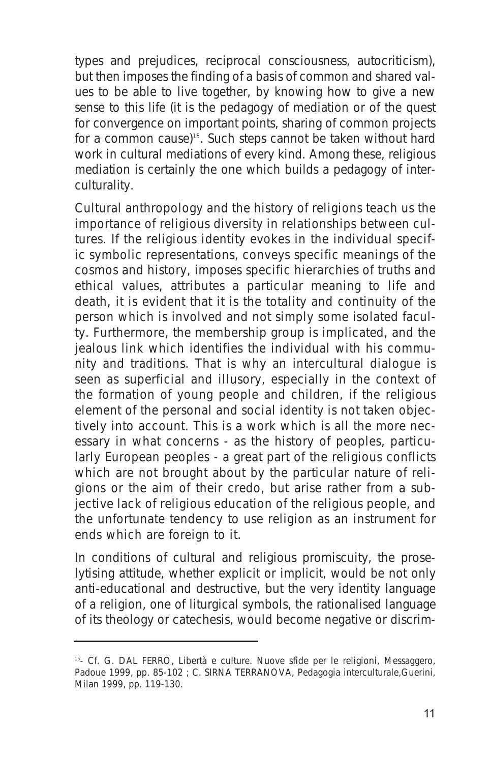types and prejudices, reciprocal consciousness, autocriticism), but then imposes the finding of a basis of common and shared values to be able to live together, by knowing how to give a new sense to this life (it is the pedagogy of mediation or of the quest for convergence on important points, sharing of common projects for a common cause)[15]. Such steps cannot be taken without hard work in cultural mediations of every kind. Among these, religious mediation is certainly the one which builds a pedagogy of interculturality.

Cultural anthropology and the history of religions teach us the importance of religious diversity in relationships between cultures. If the religious identity evokes in the individual specific symbolic representations, conveys specific meanings of the cosmos and history, imposes specific hierarchies of truths and ethical values, attributes a particular meaning to life and death, it is evident that it is the totality and continuity of the person which is involved and not simply some isolated faculty. Furthermore, the membership group is implicated, and the jealous link which identifies the individual with his community and traditions. That is why an intercultural dialogue is seen as superficial and illusory, especially in the context of the formation of young people and children, if the religious element of the personal and social identity is not taken objectively into account. This is a work which is all the more necessary in what concerns - as the history of peoples, particularly European peoples - a great part of the religious conflicts which are not brought about by the particular nature of religions or the aim of their credo, but arise rather from a subjective lack of religious education of the religious people, and the unfortunate tendency to use religion as an instrument for ends which are foreign to it.

In conditions of cultural and religious promiscuity, the proselytising attitude, whether explicit or implicit, would be not only anti-educational and destructive, but the very identity language of a religion, one of liturgical symbols, the rationalised language of its theology or catechesis, would become negative or discrim-

---

[15]- Cf. G. DAL FERRO, *Libertà e culture. Nuove sfide per le religioni*, Messaggero, Padoue 1999, pp. 85-102 ; C. SIRNA TERRANOVA, *Pedagogia interculturale*,Guerini, Milan 1999, pp. 119-130.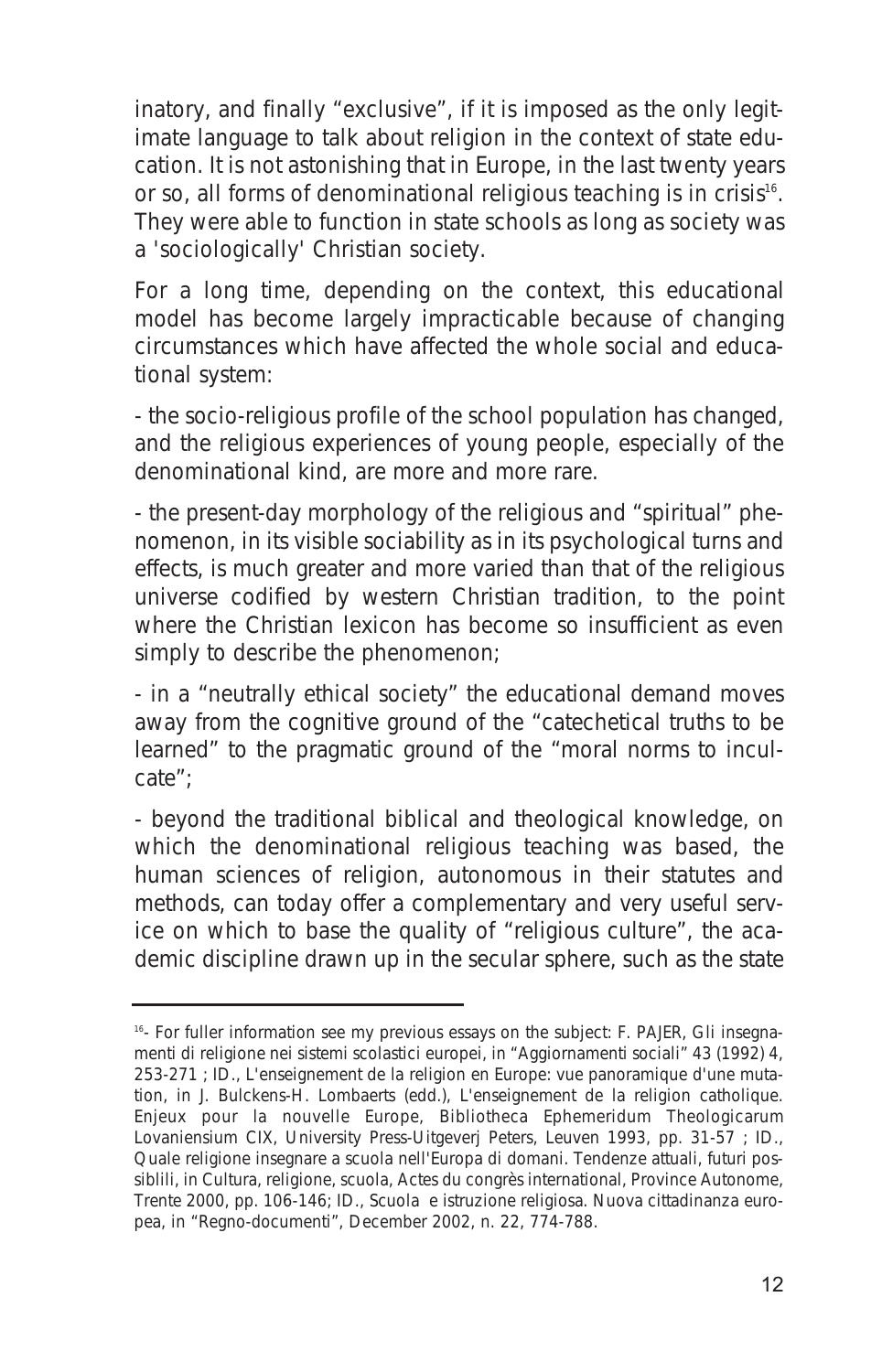inatory, and finally "exclusive", if it is imposed as the only legitimate language to talk about religion in the context of state education. It is not astonishing that in Europe, in the last twenty years or so, all forms of denominational religious teaching is in crisis[16]. They were able to function in state schools as long as society was a 'sociologically' Christian society.

For a long time, depending on the context, this educational model has become largely impracticable because of changing circumstances which have affected the whole social and educational system:

- the socio-religious profile of the school population has changed, and the religious experiences of young people, especially of the denominational kind, are more and more rare.

- the present-day morphology of the religious and "spiritual" phenomenon, in its visible sociability as in its psychological turns and effects, is much greater and more varied than that of the religious universe codified by western Christian tradition, to the point where the Christian lexicon has become so insufficient as even simply to describe the phenomenon;

- in a "neutrally ethical society" the educational demand moves away from the cognitive ground of the "catechetical truths to be learned" to the pragmatic ground of the "moral norms to inculcate";

- beyond the traditional biblical and theological knowledge, on which the denominational religious teaching was based, the human sciences of religion, autonomous in their statutes and methods, can today offer a complementary and very useful service on which to base the quality of "religious culture", the academic discipline drawn up in the secular sphere, such as the state

---

[16]- For fuller information see my previous essays on the subject: F. PAJER, *Gli insegnamenti di religione nei sistemi scolastici europei*, in "Aggiornamenti sociali" 43 (1992) 4, 253-271 ; ID., *L'enseignement de la religion en Europe: vue panoramique d'une mutation*, in J. Bulckens-H. Lombaerts (edd.), *L'enseignement de la religion catholique. Enjeux pour la nouvelle Europe*, Bibliotheca Ephemeridum Theologicarum Lovaniensium CIX, University Press-Uitgeverj Peters, Leuven 1993, pp. 31-57 ; ID., *Quale religione insegnare a scuola nell'Europa di domani. Tendenze attuali, futuri possiblili*, in *Cultura, religione, scuola*, Actes du congrès international, Province Autonome, Trente 2000, pp. 106-146; ID., *Scuola e istruzione religiosa. Nuova cittadinanza europea*, in "Regno-documenti", December 2002, n. 22, 774-788.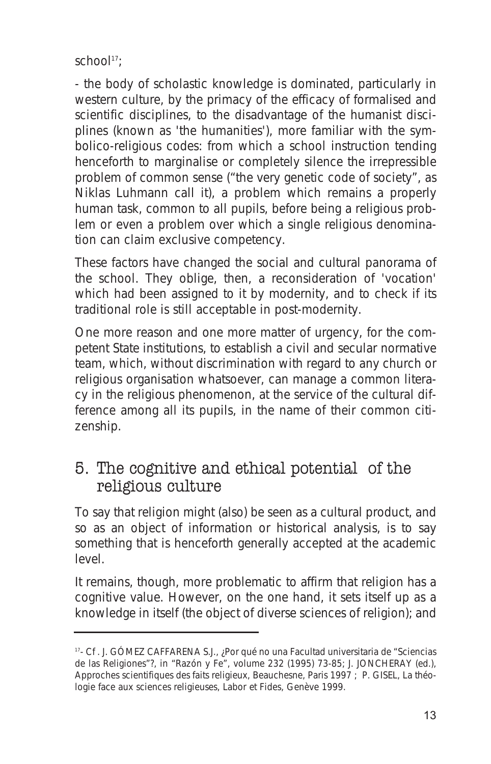school[17];

- the body of scholastic knowledge is dominated, particularly in western culture, by the primacy of the efficacy of formalised and scientific disciplines, to the disadvantage of the humanist disciplines (known as 'the humanities'), more familiar with the symbolico-religious codes: from which a school instruction tending henceforth to marginalise or completely silence the irrepressible problem of common sense ("the very genetic code of society", as Niklas Luhmann call it), a problem which remains a properly human task, common to all pupils, before being a religious problem or even a problem over which a single religious denomination can claim exclusive competency.

These factors have changed the social and cultural panorama of the school. They oblige, then, a reconsideration of 'vocation' which had been assigned to it by modernity, and to check if its traditional role is still acceptable in post-modernity.

One more reason and one more matter of urgency, for the competent State institutions, to establish a civil and secular normative team, which, without discrimination with regard to any church or religious organisation whatsoever, can manage a common literacy in the religious phenomenon, at the service of the cultural difference among all its pupils, in the name of their common citizenship.

## 5. The cognitive and ethical potential of the religious culture

To say that religion might (also) be seen as a cultural product, and so as an object of information or historical analysis, is to say something that is henceforth generally accepted at the academic level.

It remains, though, more problematic to affirm that religion has a cognitive value. However, on the one hand, it sets itself up as a knowledge in itself (the object of diverse sciences of religion); and

---

[17]- *Cf*. J. GÓMEZ CAFFARENA S.J., *¿Por qué no una Facultad universitaria de "Sciencias de las Religiones"?*, in "Razón y Fe", volume 232 (1995) 73-85; J. JONCHERAY (ed.), *Approches scientifiques des faits religieux*, Beauchesne, Paris 1997 ; P. GISEL, *La théologie face aux sciences religieuses*, Labor et Fides, Genève 1999.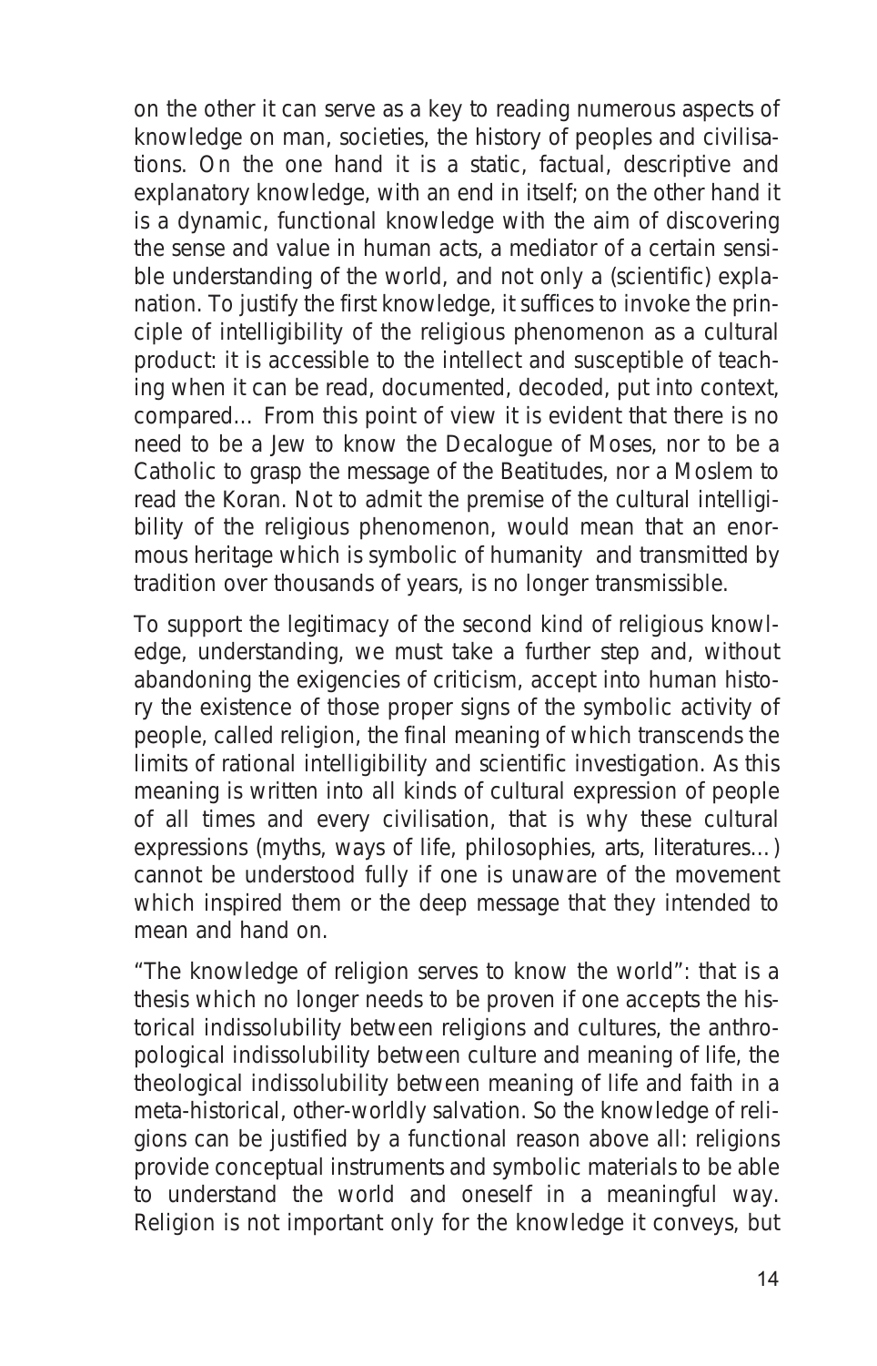on the other it can serve as a key to reading numerous aspects of knowledge on man, societies, the history of peoples and civilisations. On the one hand it is a static, factual, descriptive and explanatory knowledge, with an end in itself; on the other hand it is a dynamic, functional knowledge with the aim of discovering the sense and value in human acts, a mediator of a certain sensible understanding of the world, and not only a (scientific) explanation. To justify the first knowledge, it suffices to invoke the principle of intelligibility of the religious phenomenon as a cultural product: it is accessible to the intellect and susceptible of teaching when it can be read, documented, decoded, put into context, compared... From this point of view it is evident that there is no need to be a Jew to know the Decalogue of Moses, nor to be a Catholic to grasp the message of the Beatitudes, nor a Moslem to read the Koran. Not to admit the premise of the cultural intelligibility of the religious phenomenon, would mean that an enormous heritage which is symbolic of humanity and transmitted by tradition over thousands of years, is no longer transmissible.

To support the legitimacy of the second kind of religious knowledge, understanding, we must take a further step and, without abandoning the exigencies of criticism, accept into human history the existence of those proper signs of the symbolic activity of people, called religion, the final meaning of which transcends the limits of rational intelligibility and scientific investigation. As this meaning is written into all kinds of cultural expression of people of all times and every civilisation, that is why these cultural expressions (myths, ways of life, philosophies, arts, literatures...) cannot be understood fully if one is unaware of the movement which inspired them or the deep message that they intended to mean and hand on.

"The knowledge of religion serves to know the world": that is a thesis which no longer needs to be proven if one accepts the historical indissolubility between religions and cultures, the anthropological indissolubility between culture and meaning of life, the theological indissolubility between meaning of life and faith in a meta-historical, other-worldly salvation. So the knowledge of religions can be justified by a functional reason above all: religions provide conceptual instruments and symbolic materials to be able to understand the world and oneself in a meaningful way. Religion is not important only for the knowledge it conveys, but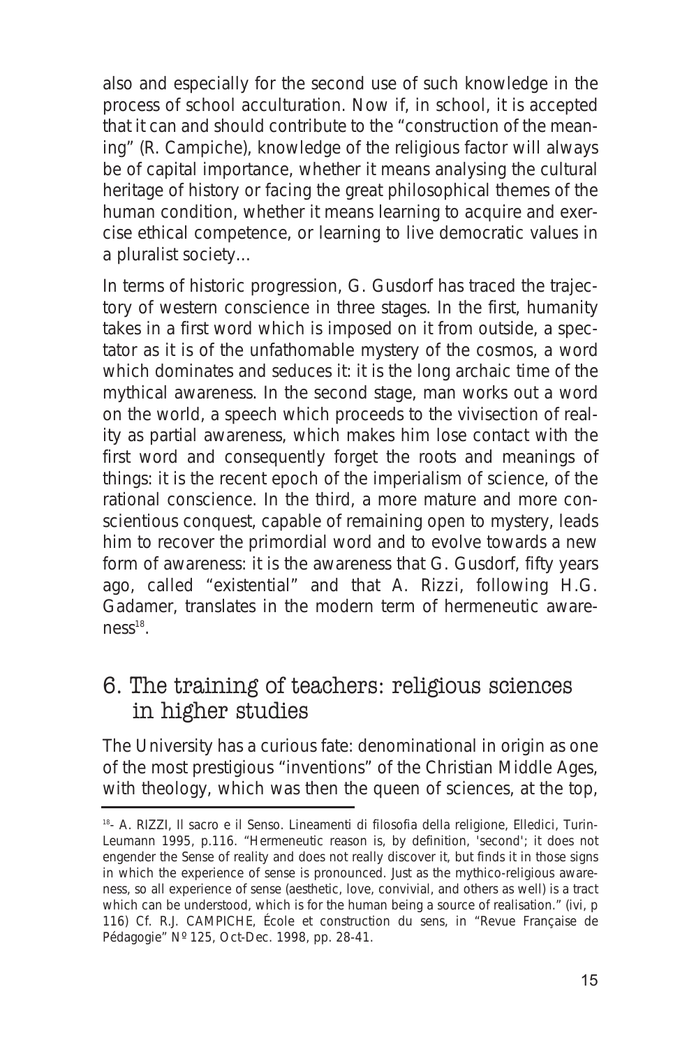also and especially for the second use of such knowledge in the process of school acculturation. Now if, in school, it is accepted that it can and should contribute to the "construction of the meaning" (R. Campiche), knowledge of the religious factor will always be of capital importance, whether it means analysing the cultural heritage of history or facing the great philosophical themes of the human condition, whether it means learning to acquire and exercise ethical competence, or learning to live democratic values in a pluralist society...

In terms of historic progression, G. Gusdorf has traced the trajectory of western conscience in three stages. In the first, humanity takes in a first word which is imposed on it from outside, a spectator as it is of the unfathomable mystery of the cosmos, a word which dominates and seduces it: it is the long archaic time of the mythical awareness. In the second stage, man works out a word on the world, a speech which proceeds to the vivisection of reality as partial awareness, which makes him lose contact with the first word and consequently forget the roots and meanings of things: it is the recent epoch of the imperialism of science, of the rational conscience. In the third, a more mature and more conscientious conquest, capable of remaining open to mystery, leads him to recover the primordial word and to evolve towards a new form of awareness: it is the awareness that G. Gusdorf, fifty years ago, called "existential" and that A. Rizzi, following H.G. Gadamer, translates in the modern term of hermeneutic awareness[18].

## 6. The training of teachers: religious sciences in higher studies

The University has a curious fate: denominational in origin as one of the most prestigious "inventions" of the Christian Middle Ages, with theology, which was then the queen of sciences, at the top,

---

[18]- A. RIZZI, *Il sacro e il Senso. Lineamenti di filosofia della religione*, Elledici, Turin-Leumann 1995, p.116. "Hermeneutic reason is, by definition, 'second'; it does not engender the Sense of reality and does not really discover it, but finds it in those signs in which the experience of sense is pronounced. Just as the mythico-religious awareness, so all experience of sense (aesthetic, love, convivial, and others as well) is a tract which can be understood, which is for the human being a source of realisation." (ivi, p 116) Cf. R.J. CAMPICHE, *École et construction du sens*, in "Revue Française de Pédagogie" Nº 125, Oct-Dec. 1998, pp. 28-41.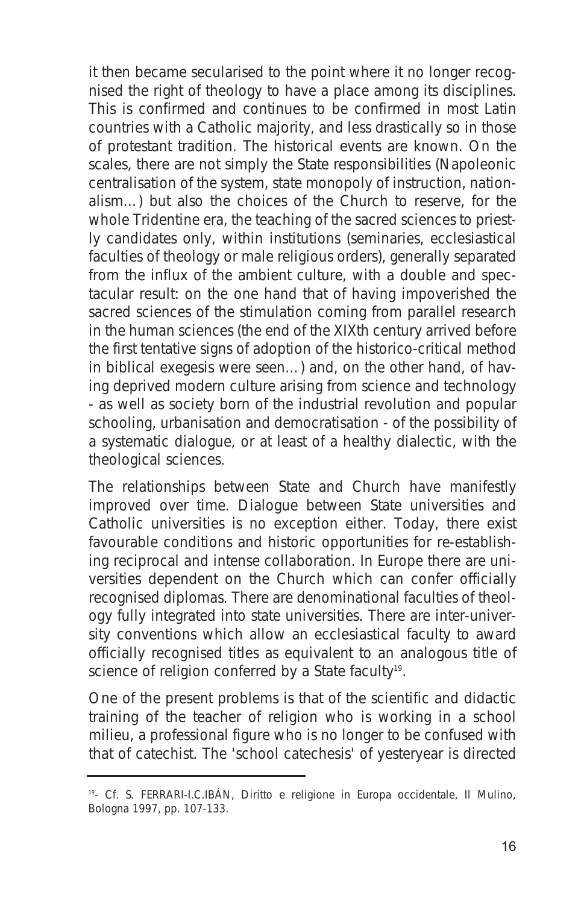it then became secularised to the point where it no longer recognised the right of theology to have a place among its disciplines. This is confirmed and continues to be confirmed in most Latin countries with a Catholic majority, and less drastically so in those of protestant tradition. The historical events are known. On the scales, there are not simply the State responsibilities (Napoleonic centralisation of the system, state monopoly of instruction, nationalism…) but also the choices of the Church to reserve, for the whole Tridentine era, the teaching of the sacred sciences to priestly candidates only, within institutions (seminaries, ecclesiastical faculties of theology or male religious orders), generally separated from the influx of the ambient culture, with a double and spectacular result: on the one hand that of having impoverished the sacred sciences of the stimulation coming from parallel research in the human sciences (the end of the XIXth century arrived before the first tentative signs of adoption of the historico-critical method in biblical exegesis were seen…) and, on the other hand, of having deprived modern culture arising from science and technology - as well as society born of the industrial revolution and popular schooling, urbanisation and democratisation - of the possibility of a systematic dialogue, or at least of a healthy dialectic, with the theological sciences.

The relationships between State and Church have manifestly improved over time. Dialogue between State universities and Catholic universities is no exception either. Today, there exist favourable conditions and historic opportunities for re-establishing reciprocal and intense collaboration. In Europe there are universities dependent on the Church which can confer officially recognised diplomas. There are denominational faculties of theology fully integrated into state universities. There are inter-university conventions which allow an ecclesiastical faculty to award officially recognised titles as equivalent to an analogous title of science of religion conferred by a State faculty[19].

One of the present problems is that of the scientific and didactic training of the teacher of religion who is working in a school milieu, a professional figure who is no longer to be confused with that of catechist. The 'school catechesis' of yesteryear is directed

---

[19]- Cf. S. FERRARI-I.C.IBÁN, *Diritto e religione in Europa occidentale*, Il Mulino, Bologna 1997, pp. 107-133.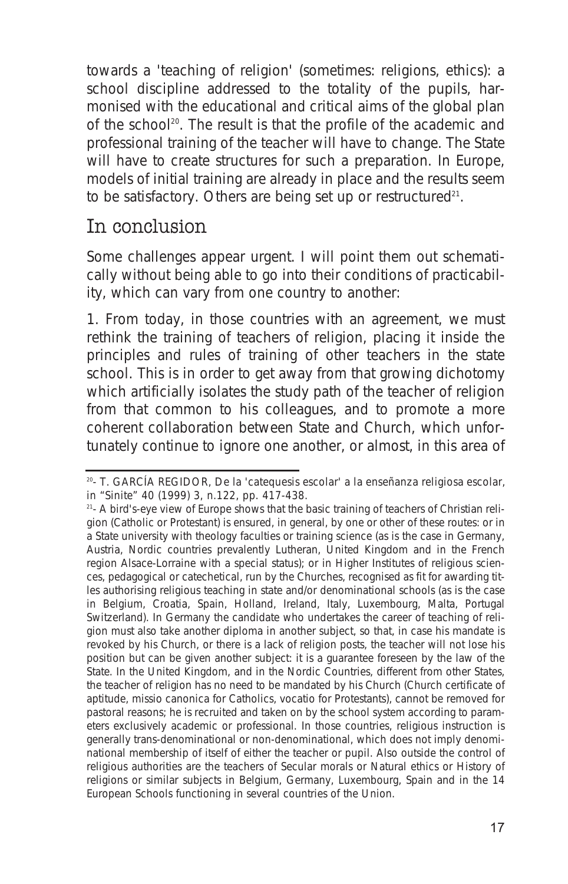towards a 'teaching of religion' (sometimes: religions, ethics): a school discipline addressed to the totality of the pupils, harmonised with the educational and critical aims of the global plan of the school[20]. The result is that the profile of the academic and professional training of the teacher will have to change. The State will have to create structures for such a preparation. In Europe, models of initial training are already in place and the results seem to be satisfactory. Others are being set up or restructured[21].

## In conclusion

Some challenges appear urgent. I will point them out schematically without being able to go into their conditions of practicability, which can vary from one country to another:

1. From today, in those countries with an agreement, we must rethink the training of teachers of religion, placing it inside the principles and rules of training of other teachers in the state school. This is in order to get away from that growing dichotomy which artificially isolates the study path of the teacher of religion from that common to his colleagues, and to promote a more coherent collaboration between State and Church, which unfortunately continue to ignore one another, or almost, in this area of

---

[20]- T. GARCÍA REGIDOR, *De la 'catequesis escolar' a la enseñanza religiosa escolar*, in "Sinite" 40 (1999) 3, n.122, pp. 417-438.

[21]- A bird's-eye view of Europe shows that the basic training of teachers of Christian religion (Catholic or Protestant) is ensured, in general, by one or other of these routes: or in a State university with theology faculties or training science (as is the case in Germany, Austria, Nordic countries prevalently Lutheran, United Kingdom and in the French region Alsace-Lorraine with a special status); or in Higher Institutes of religious sciences, pedagogical or catechetical, run by the Churches, recognised as fit for awarding titles authorising religious teaching in state and/or denominational schools (as is the case in Belgium, Croatia, Spain, Holland, Ireland, Italy, Luxembourg, Malta, Portugal Switzerland). In Germany the candidate who undertakes the career of teaching of religion must also take another diploma in another subject, so that, in case his mandate is revoked by his Church, or there is a lack of religion posts, the teacher will not lose his position but can be given another subject: it is a guarantee foreseen by the law of the State. In the United Kingdom, and in the Nordic Countries, different from other States, the teacher of religion has no need to be mandated by his Church (Church certificate of aptitude, missio canonica for Catholics, vocatio for Protestants), cannot be removed for pastoral reasons; he is recruited and taken on by the school system according to parameters exclusively academic or professional. In those countries, religious instruction is generally trans-denominational or non-denominational, which does not imply denominational membership of itself of either the teacher or pupil. Also outside the control of religious authorities are the teachers of Secular morals or Natural ethics or History of religions or similar subjects in Belgium, Germany, Luxembourg, Spain and in the 14 European Schools functioning in several countries of the Union.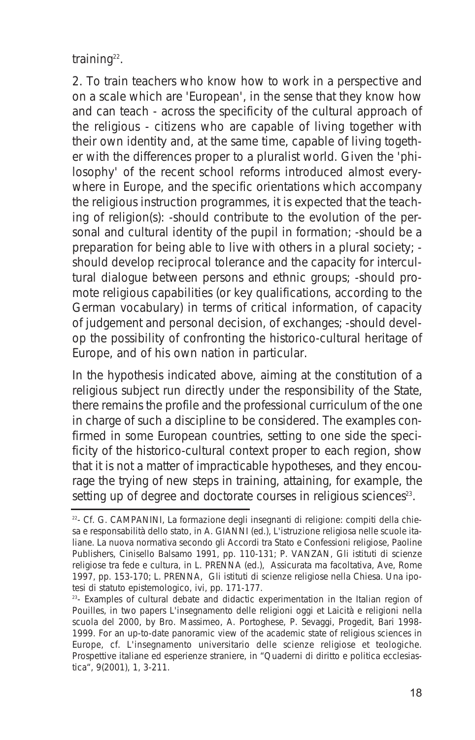training[22].

2. To train teachers who know how to work in a perspective and on a scale which are 'European', in the sense that they know how and can teach - across the specificity of the cultural approach of the religious - citizens who are capable of living together with their own identity and, at the same time, capable of living together with the differences proper to a pluralist world. Given the 'philosophy' of the recent school reforms introduced almost everywhere in Europe, and the specific orientations which accompany the religious instruction programmes, it is expected that the teaching of religion(s): -should contribute to the evolution of the personal and cultural identity of the pupil in formation; -should be a preparation for being able to live with others in a plural society; -should develop reciprocal tolerance and the capacity for intercultural dialogue between persons and ethnic groups; -should promote religious capabilities (or key qualifications, according to the German vocabulary) in terms of critical information, of capacity of judgement and personal decision, of exchanges; -should develop the possibility of confronting the historico-cultural heritage of Europe, and of his own nation in particular.

In the hypothesis indicated above, aiming at the constitution of a religious subject run directly under the responsibility of the State, there remains the profile and the professional curriculum of the one in charge of such a discipline to be considered. The examples confirmed in some European countries, setting to one side the specificity of the historico-cultural context proper to each region, show that it is not a matter of impracticable hypotheses, and they encourage the trying of new steps in training, attaining, for example, the setting up of degree and doctorate courses in religious sciences[23].

---

[22]- Cf. G. CAMPANINI, *La formazione degli insegnanti di religione: compiti della chiesa e responsabilità dello stato*, in A. GIANNI (ed.), *L'istruzione religiosa nelle scuole italiane. La nuova normativa secondo gli Accordi tra Stato e Confessioni religiose*, Paoline Publishers, Cinisello Balsamo 1991, pp. 110-131; P. VANZAN, *Gli istituti di scienze religiose tra fede e cultura*, in L. PRENNA (ed.), *Assicurata ma facoltativa*, Ave, Rome 1997, pp. 153-170; L. PRENNA, *Gli istituti di scienze religiose nella Chiesa. Una ipotesi di statuto epistemologico*, ivi, pp. 171-177.

[23]- Examples of cultural debate and didactic experimentation in the Italian region of Pouilles, in two papers *L'insegnamento delle religioni oggi* et *Laicità e religioni nella scuola del 2000*, by Bro. Massimeo, A. Portoghese, P. Sevaggi, Progedit, Bari 1998-1999. For an up-to-date panoramic view of the academic state of religious sciences in Europe, cf. *L'insegnamento universitario delle scienze religiose et teologiche. Prospettive italiane ed esperienze straniere*, in "Quaderni di diritto e politica ecclesiastica", 9(2001), 1, 3-211.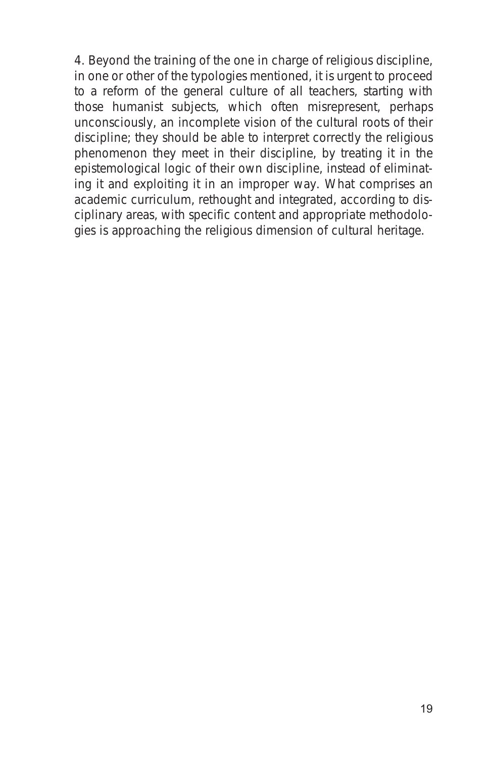4. Beyond the training of the one in charge of religious discipline, in one or other of the typologies mentioned, it is urgent to proceed to a reform of the general culture of all teachers, starting with those humanist subjects, which often misrepresent, perhaps unconsciously, an incomplete vision of the cultural roots of their discipline; they should be able to interpret correctly the religious phenomenon they meet in their discipline, by treating it in the epistemological logic of their own discipline, instead of eliminating it and exploiting it in an improper way. What comprises an academic curriculum, rethought and integrated, according to disciplinary areas, with specific content and appropriate methodologies is approaching the religious dimension of cultural heritage.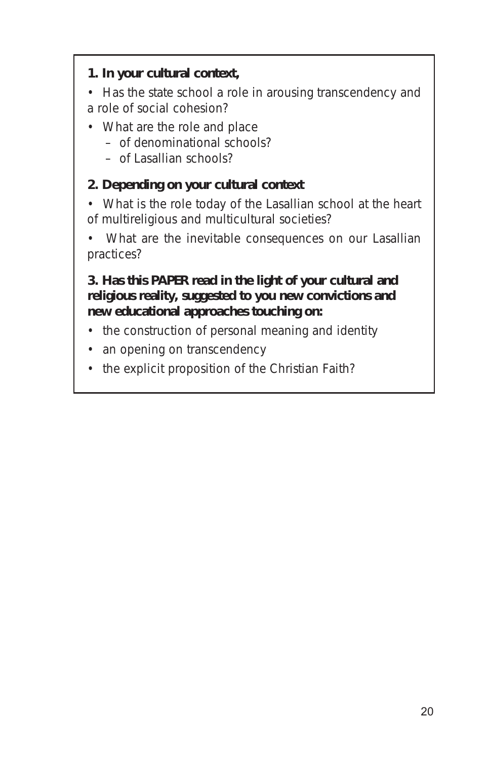**1. In your cultural context,**

- Has the state school a role in arousing transcendency and a role of social cohesion?
- What are the role and place
  - of denominational schools?
  - of Lasallian schools?

**2. Depending on your cultural context**

- What is the role today of the Lasallian school at the heart of multireligious and multicultural societies?
- What are the inevitable consequences on our Lasallian practices?

**3. Has this PAPER read in the light of your cultural and religious reality, suggested to you new convictions and new educational approaches touching on:**

- the construction of personal meaning and identity
- an opening on transcendency
- the explicit proposition of the Christian Faith?